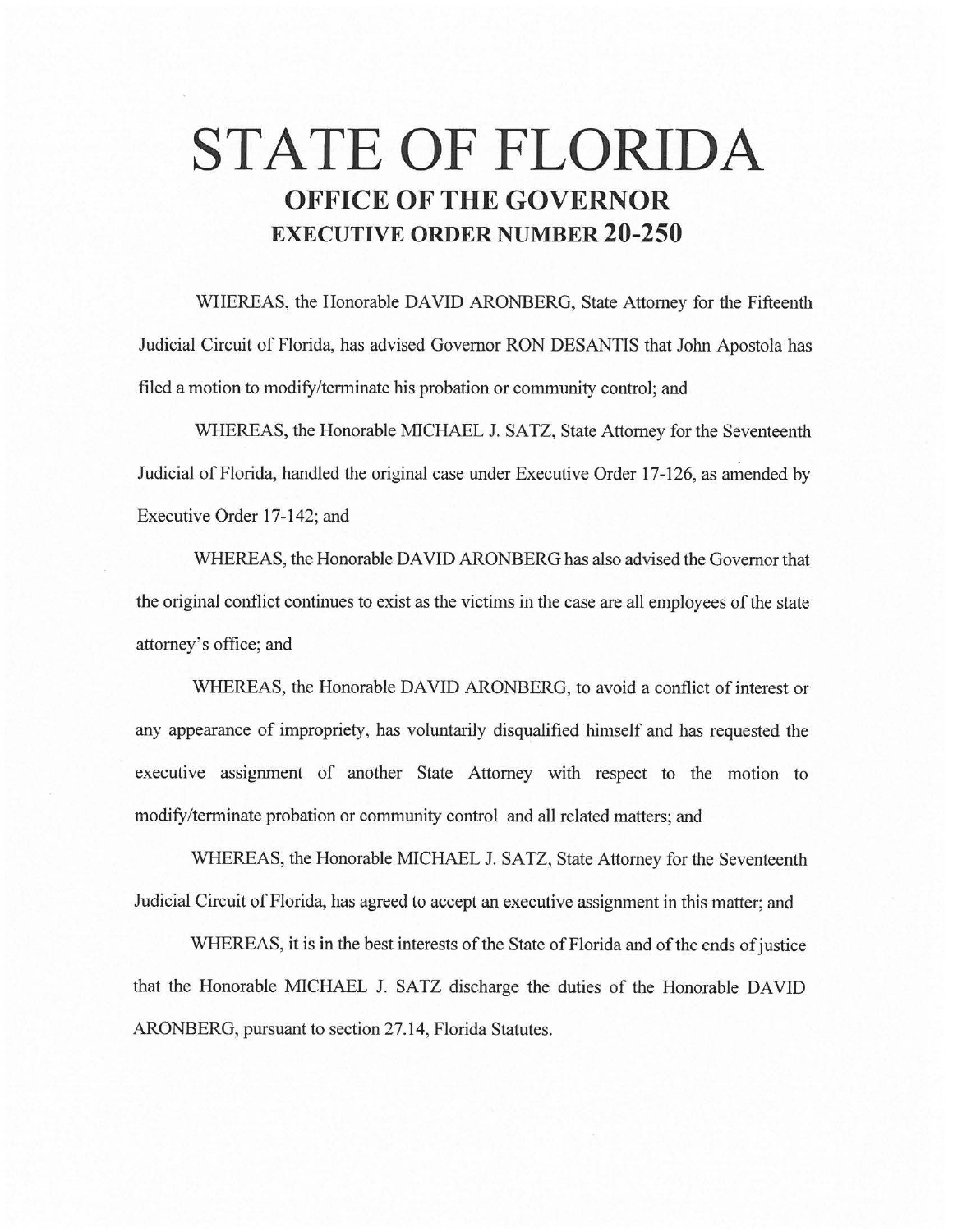# STATE OF FLORIDA

## OFFICE OF THE GOVERNOR

## EXECUTIVE ORDER NUMBER 20-250

WHEREAS, the Honorable DAVID ARONBERG, State Attorney for the Fifteenth Judicial Circuit of Florida, has advised Governor RON DESANTIS that John Apostola has filed a motion to modify/terminate his probation or community control; and

WHEREAS, the Honorable MICHAEL J. SATZ, State Attorney for the Seventeenth Judicial of Florida, handled the original case under Executive Order 17-126, as amended by Executive Order 17-142; and

WHEREAS, the Honorable DAVID ARONBERG has also advised the Governor that the original conflict continues to exist as the victims in the case are all employees of the state attorney's office; and

WHEREAS, the Honorable DAVID ARONBERG, to avoid a conflict of interest or any appearance of impropriety, has voluntarily disqualified himself and has requested the executive assignment of another State Attorney with respect to the motion to modify/terminate probation or community control and all related matters; and

WHEREAS, the Honorable MICHAEL J. SATZ, State Attorney for the Seventeenth Judicial Circuit of Florida, has agreed to accept an executive assignment in this matter; and

WHEREAS, it is in the best interests of the State of Florida and of the ends of justice that the Honorable MICHAEL J. SATZ discharge the duties of the Honorable DAVID ARONBERG, pursuant to section 27.14, Florida Statutes.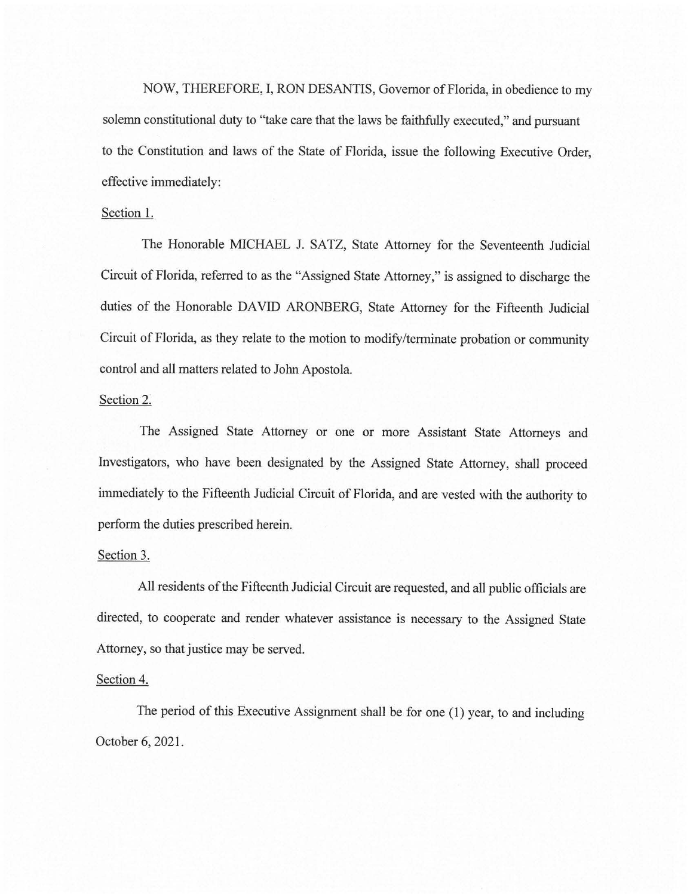NOW, THEREFORE, I, RON DESANTIS, Governor of Florida, in obedience to my solemn constitutional duty to "take care that the laws be faithfully executed," and pursuant to the Constitution and laws of the State of Florida, issue the following Executive Order, effective immediately:

Section 1.

The Honorable MICHAEL J. SATZ, State Attorney for the Seventeenth Judicial Circuit of Florida, referred to as the "Assigned State Attorney," is assigned to discharge the duties of the Honorable DAVID ARONBERG, State Attorney for the Fifteenth Judicial Circuit of Florida, as they relate to the motion to modify/terminate probation or community control and all matters related to John Apostola.

Section 2.

The Assigned State Attorney or one or more Assistant State Attorneys and Investigators, who have been designated by the Assigned State Attorney, shall proceed immediately to the Fifteenth Judicial Circuit of Florida, and are vested with the authority to perform the duties prescribed herein.

Section 3.

All residents of the Fifteenth Judicial Circuit are requested, and all public officials are directed, to cooperate and render whatever assistance is necessary to the Assigned State Attorney, so that justice may be served.

Section 4.

The period of this Executive Assignment shall be for one (1) year, to and including October 6, 2021.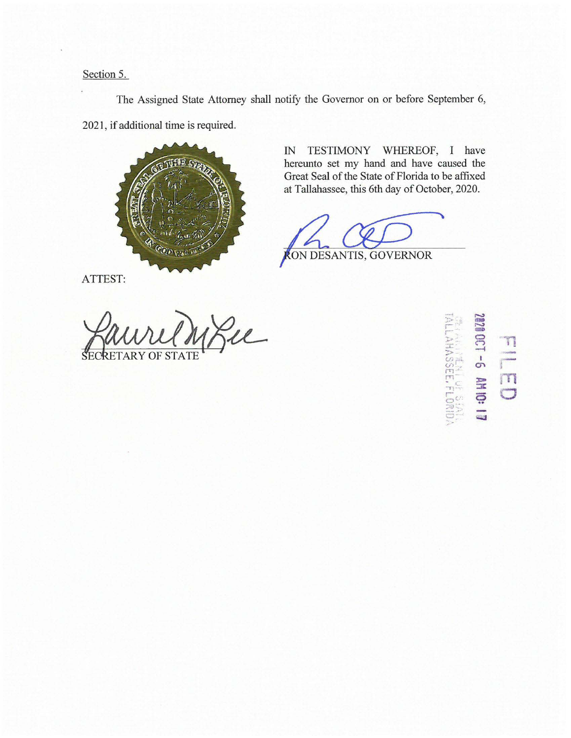Section 5.

The Assigned State Attorney shall notify the Governor on or before September 6, 2021, if additional time is required.

IN TESTIMONY WHEREOF, I have hereunto set my hand and have caused the Great Seal of the State of Florida to be affixed at Tallahassee, this 6th day of October, 2020.

RON DESANTIS, GOVERNOR

ATTEST:

SECRETARY OF STATE

FILED

2020 OCT -6 AM 10: 17

DEPARTMENT OF STATE
TALLAHASSEE, FLORIDA